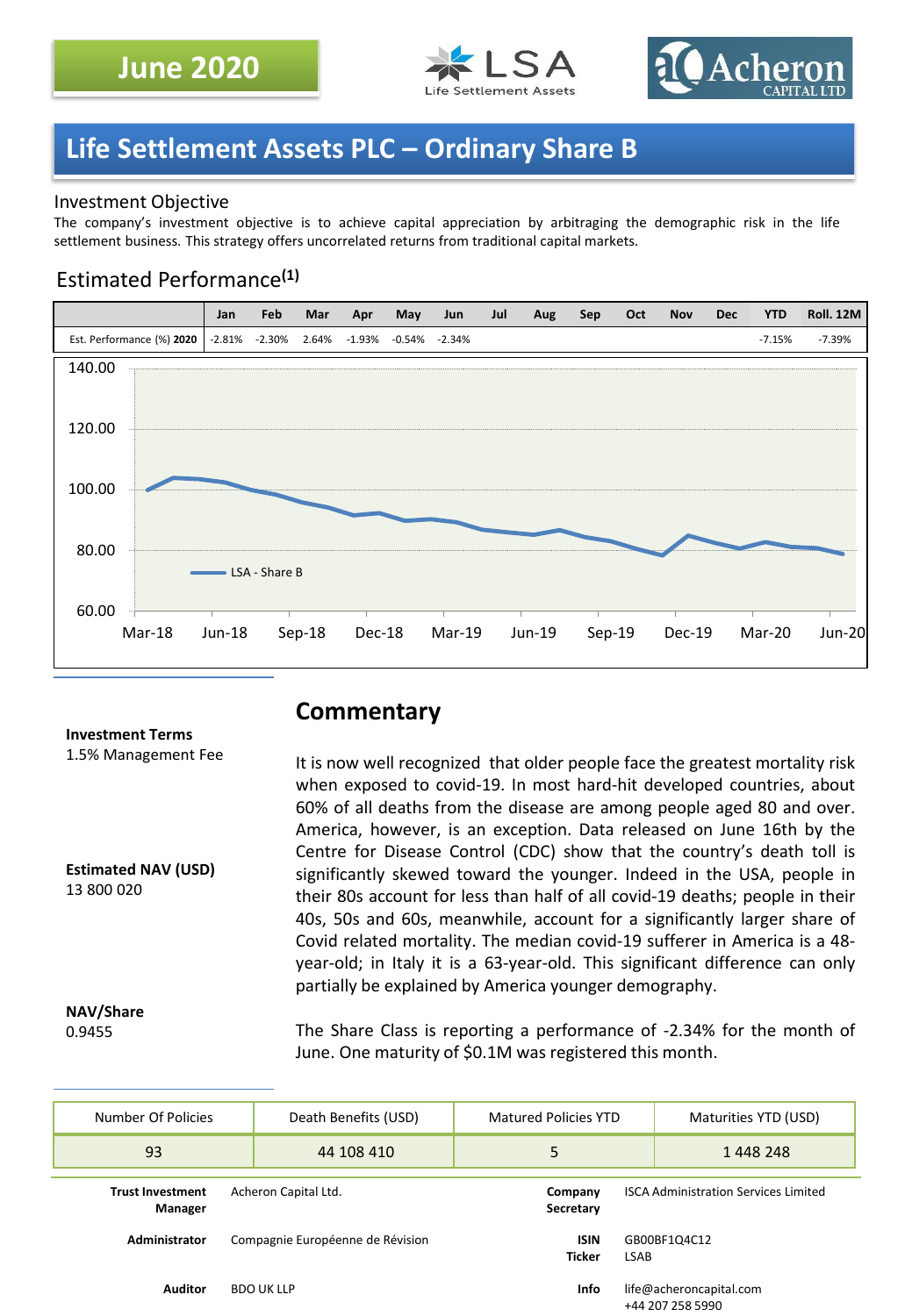June 2020

LSA Life Settlement Assets

Acheron CAPITAL LTD

# Life Settlement Assets PLC – Ordinary Share B

## Investment Objective

The company's investment objective is to achieve capital appreciation by arbitraging the demographic risk in the life settlement business. This strategy offers uncorrelated returns from traditional capital markets.

## Estimated Performance[1]

| | Jan | Feb | Mar | Apr | May | Jun | Jul | Aug | Sep | Oct | Nov | Dec | YTD | Roll. 12M |
|---|---|---|---|---|---|---|---|---|---|---|---|---|---|---|
| Est. Performance (%) **2020** | -2.81% | -2.30% | 2.64% | -1.93% | -0.54% | -2.34% | | | | | | | -7.15% | -7.39% |

**Investment Terms**
1.5% Management Fee

**Estimated NAV (USD)**
13 800 020

**NAV/Share**
0.9455

## Commentary

It is now well recognized that older people face the greatest mortality risk when exposed to covid-19. In most hard-hit developed countries, about 60% of all deaths from the disease are among people aged 80 and over. America, however, is an exception. Data released on June 16th by the Centre for Disease Control (CDC) show that the country's death toll is significantly skewed toward the younger. Indeed in the USA, people in their 80s account for less than half of all covid-19 deaths; people in their 40s, 50s and 60s, meanwhile, account for a significantly larger share of Covid related mortality. The median covid-19 sufferer in America is a 48-year-old; in Italy it is a 63-year-old. This significant difference can only partially be explained by America younger demography.

The Share Class is reporting a performance of -2.34% for the month of June. One maturity of $0.1M was registered this month.

| Number Of Policies | Death Benefits (USD) | Matured Policies YTD | Maturities YTD (USD) |
|---|---|---|---|
| 93 | 44 108 410 | 5 | 1 448 248 |

| | | | |
|---|---|---|---|
| **Trust Investment Manager** | Acheron Capital Ltd. | **Company Secretary** | ISCA Administration Services Limited |
| **Administrator** | Compagnie Européenne de Révision | **ISIN** / **Ticker** | GB00BF1Q4C12 / LSAB |
| **Auditor** | BDO UK LLP | **Info** | life@acheroncapital.com +44 207 258 5990 |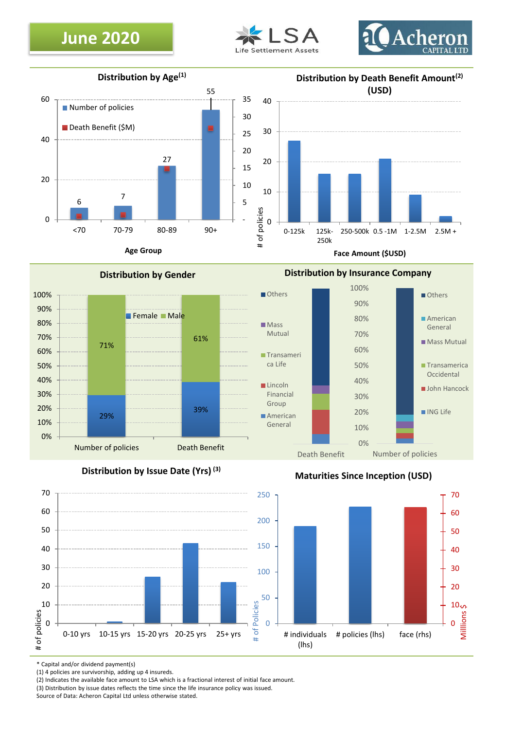# June 2020

LSA Life Settlement Assets

Acheron CAPITAL LTD

## Distribution by Age[1]

| Age Group | Number of policies |
|---|---|
| <70 | 6 |
| 70-79 | 7 |
| 80-89 | 27 |
| 90+ | 55 |

Number of policies / Death Benefit ($M)

## Distribution by Death Benefit Amount[2] (USD)

Face Amount ($USD) / # of policies

0-125k, 125k-250k, 250-500k, 0.5 -1M, 1-2.5M, 2.5M +

## Distribution by Gender

| | Number of policies | Death Benefit |
|---|---|---|
| Female | 29% | 39% |
| Male | 71% | 61% |

## Distribution by Insurance Company

Death Benefit: Others, Mass Mutual, Transamerica Life, Lincoln Financial Group, American General

Number of policies: Others, American General, Mass Mutual, Transamerica Occidental, John Hancock, ING Life

## Distribution by Issue Date (Yrs) [3]

0-10 yrs, 10-15 yrs, 15-20 yrs, 20-25 yrs, 25+ yrs

# of policies

## Maturities Since Inception (USD)

# individuals (lhs), # policies (lhs), face (rhs)

# of Policies / Millions $

\* Capital and/or dividend payment(s)
(1) 4 policies are survivorship, adding up 4 insureds.
(2) Indicates the available face amount to LSA which is a fractional interest of initial face amount.
(3) Distribution by issue dates reflects the time since the life insurance policy was issued.
Source of Data: Acheron Capital Ltd unless otherwise stated.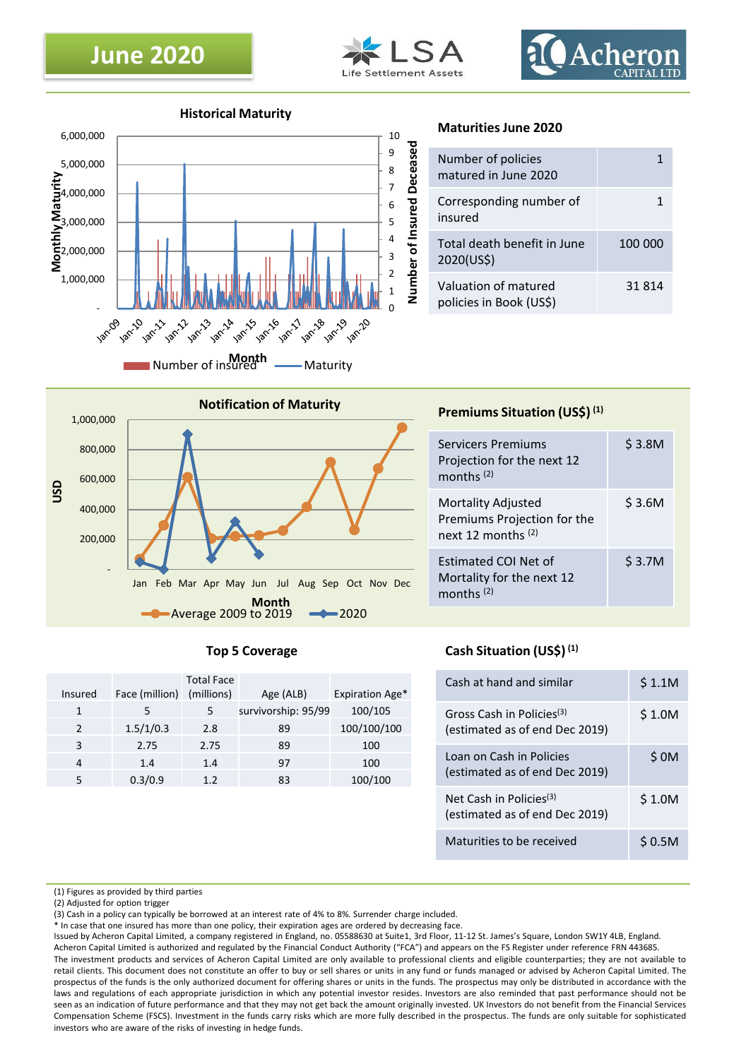# June 2020

LSA Life Settlement Assets

Acheron CAPITAL LTD

**Historical Maturity**

Monthly Maturity

6,000,000
5,000,000
4,000,000
3,000,000
2,000,000
1,000,000
-

Number of Insured Deceased

10
9
8
7
6
5
4
3
2
1
0

Jan-09 Jan-10 Jan-11 Jan-12 Jan-13 Jan-14 Jan-15 Jan-16 Jan-17 Jan-18 Jan-19 Jan-20

Month

Number of insured — Maturity

## Maturities June 2020

| | |
|---|---|
| Number of policies matured in June 2020 | 1 |
| Corresponding number of insured | 1 |
| Total death benefit in June 2020(US$) | 100 000 |
| Valuation of matured policies in Book (US$) | 31 814 |

**Notification of Maturity**

USD

1,000,000
800,000
600,000
400,000
200,000
-

Jan Feb Mar Apr May Jun Jul Aug Sep Oct Nov Dec

Month

Average 2009 to 2020 — 2020

## Premiums Situation (US$) (1)

| | |
|---|---|
| Servicers Premiums Projection for the next 12 months (2) | $ 3.8M |
| Mortality Adjusted Premiums Projection for the next 12 months (2) | $ 3.6M |
| Estimated COI Net of Mortality for the next 12 months (2) | $ 3.7M |

## Top 5 Coverage

| Insured | Face (million) | Total Face (millions) | Age (ALB) | Expiration Age* |
|---|---|---|---|---|
| 1 | 5 | 5 | survivorship: 95/99 | 100/105 |
| 2 | 1.5/1/0.3 | 2.8 | 89 | 100/100/100 |
| 3 | 2.75 | 2.75 | 89 | 100 |
| 4 | 1.4 | 1.4 | 97 | 100 |
| 5 | 0.3/0.9 | 1.2 | 83 | 100/100 |

## Cash Situation (US$) (1)

| | |
|---|---|
| Cash at hand and similar | $ 1.1M |
| Gross Cash in Policies(3) (estimated as of end Dec 2019) | $ 1.0M |
| Loan on Cash in Policies (estimated as of end Dec 2019) | $ 0M |
| Net Cash in Policies(3) (estimated as of end Dec 2019) | $ 1.0M |
| Maturities to be received | $ 0.5M |

(1) Figures as provided by third parties
(2) Adjusted for option trigger
(3) Cash in a policy can typically be borrowed at an interest rate of 4% to 8%. Surrender charge included.
* In case that one insured has more than one policy, their expiration ages are ordered by decreasing face.

Issued by Acheron Capital Limited, a company registered in England, no. 05588630 at Suite1, 3rd Floor, 11-12 St. James's Square, London SW1Y 4LB, England. Acheron Capital Limited is authorized and regulated by the Financial Conduct Authority ("FCA") and appears on the FS Register under reference FRN 443685.

The investment products and services of Acheron Capital Limited are only available to professional clients and eligible counterparties; they are not available to retail clients. This document does not constitute an offer to buy or sell shares or units in any fund or funds managed or advised by Acheron Capital Limited. The prospectus of the funds is the only authorized document for offering shares or units in the funds. The prospectus may only be distributed in accordance with the laws and regulations of each appropriate jurisdiction in which any potential investor resides. Investors are also reminded that past performance should not be seen as an indication of future performance and that they may not get back the amount originally invested. UK Investors do not benefit from the Financial Services Compensation Scheme (FSCS). Investment in the funds carry risks which are more fully described in the prospectus. The funds are only suitable for sophisticated investors who are aware of the risks of investing in hedge funds.